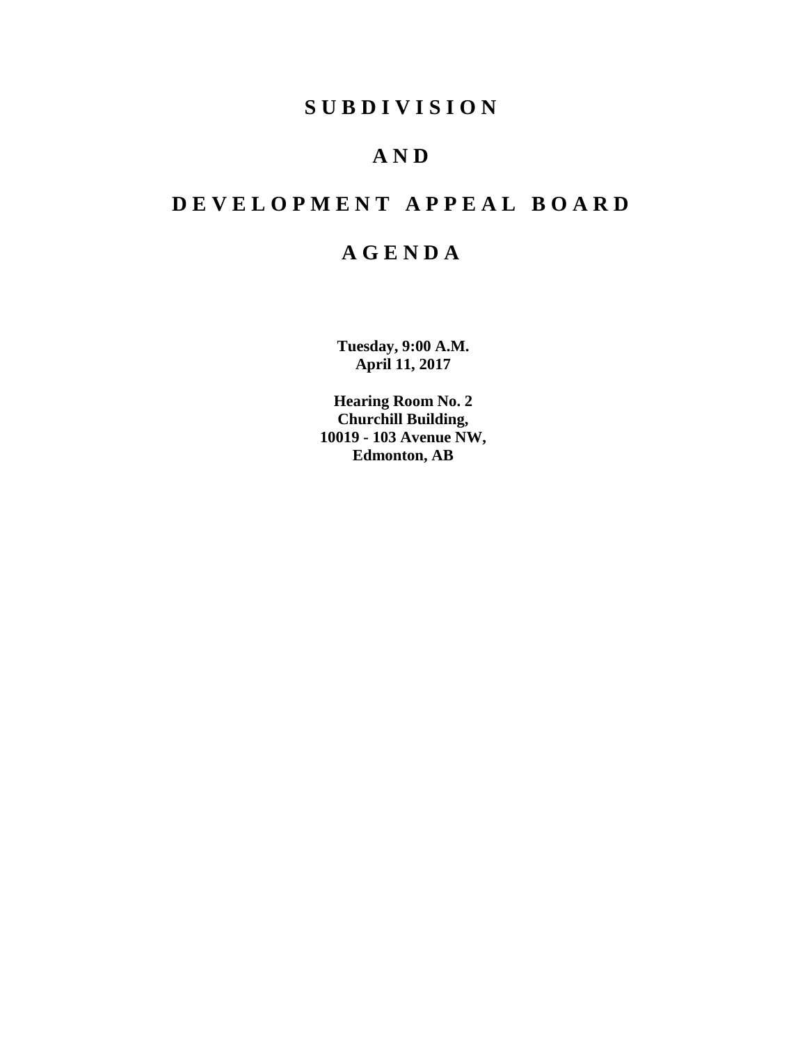# S U B D I V I S I O N

# A N D

# D E V E L O P M E N T   A P P E A L   B O A R D

# A G E N D A

**Tuesday, 9:00 A.M.**
**April 11, 2017**

**Hearing Room No. 2**
**Churchill Building,**
**10019 - 103 Avenue NW,**
**Edmonton, AB**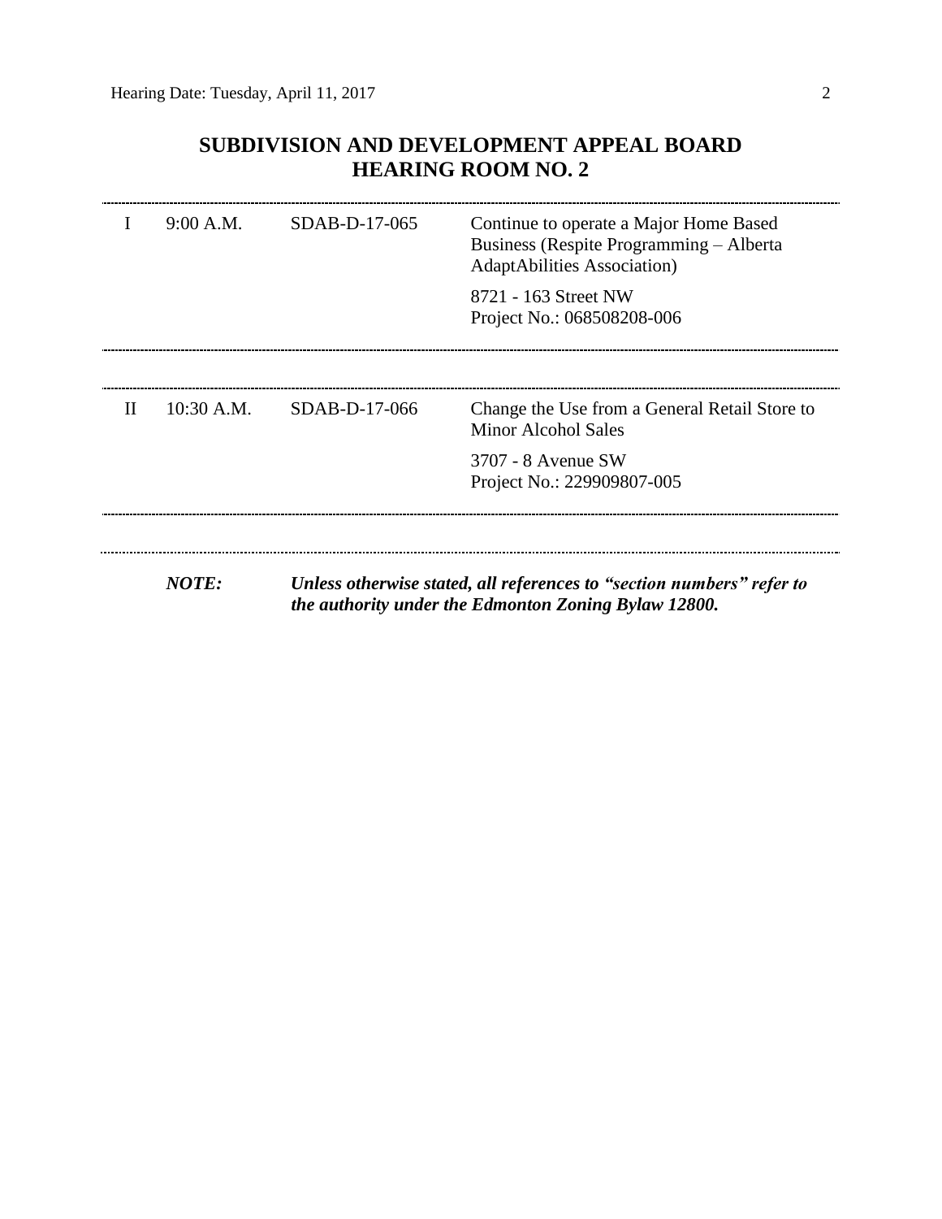## SUBDIVISION AND DEVELOPMENT APPEAL BOARD
## HEARING ROOM NO. 2

| | | | |
|---|---|---|---|
| I | 9:00 A.M. | SDAB-D-17-065 | Continue to operate a Major Home Based Business (Respite Programming – Alberta AdaptAbilities Association)<br><br>8721 - 163 Street NW<br>Project No.: 068508208-006 |
| II | 10:30 A.M. | SDAB-D-17-066 | Change the Use from a General Retail Store to Minor Alcohol Sales<br><br>3707 - 8 Avenue SW<br>Project No.: 229909807-005 |

***NOTE:*** ***Unless otherwise stated, all references to "section numbers" refer to the authority under the Edmonton Zoning Bylaw 12800.***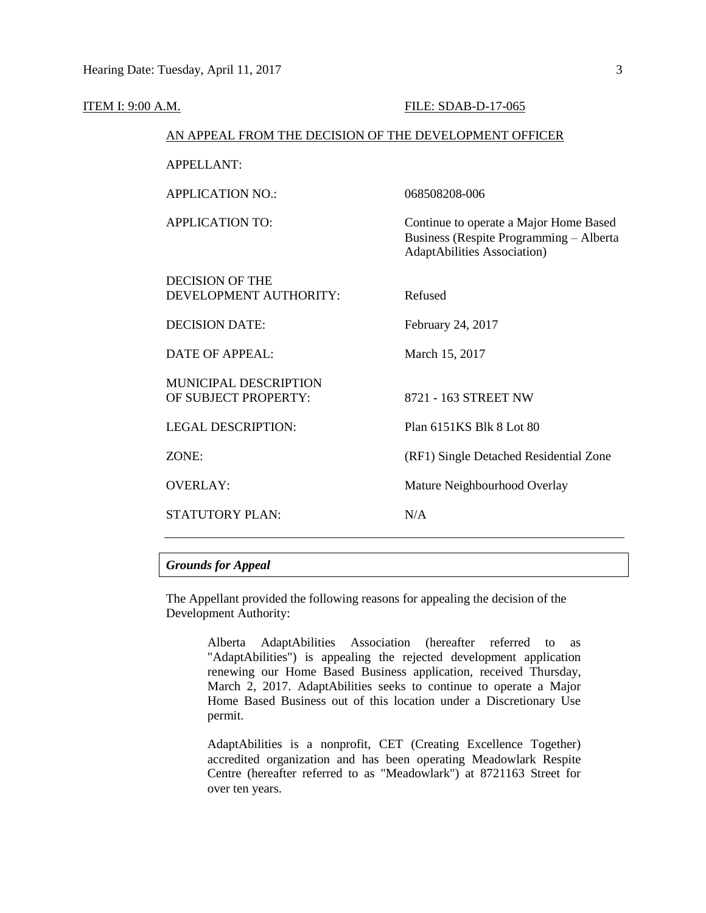ITEM I: 9:00 A.M. FILE: SDAB-D-17-065

AN APPEAL FROM THE DECISION OF THE DEVELOPMENT OFFICER

| | |
|---|---|
| APPELLANT: | |
| APPLICATION NO.: | 068508208-006 |
| APPLICATION TO: | Continue to operate a Major Home Based Business (Respite Programming – Alberta AdaptAbilities Association) |
| DECISION OF THE DEVELOPMENT AUTHORITY: | Refused |
| DECISION DATE: | February 24, 2017 |
| DATE OF APPEAL: | March 15, 2017 |
| MUNICIPAL DESCRIPTION OF SUBJECT PROPERTY: | 8721 - 163 STREET NW |
| LEGAL DESCRIPTION: | Plan 6151KS Blk 8 Lot 80 |
| ZONE: | (RF1) Single Detached Residential Zone |
| OVERLAY: | Mature Neighbourhood Overlay |
| STATUTORY PLAN: | N/A |

## *Grounds for Appeal*

The Appellant provided the following reasons for appealing the decision of the Development Authority:

> Alberta AdaptAbilities Association (hereafter referred to as "AdaptAbilities") is appealing the rejected development application renewing our Home Based Business application, received Thursday, March 2, 2017. AdaptAbilities seeks to continue to operate a Major Home Based Business out of this location under a Discretionary Use permit.
>
> AdaptAbilities is a nonprofit, CET (Creating Excellence Together) accredited organization and has been operating Meadowlark Respite Centre (hereafter referred to as "Meadowlark") at 8721163 Street for over ten years.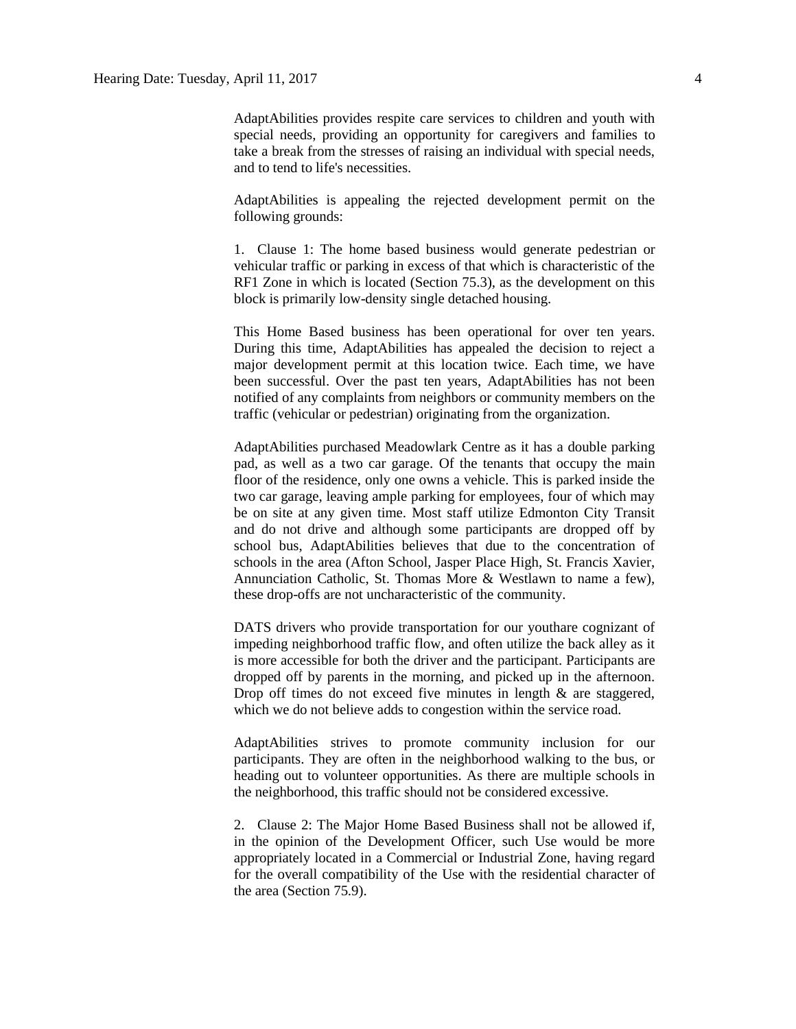AdaptAbilities provides respite care services to children and youth with special needs, providing an opportunity for caregivers and families to take a break from the stresses of raising an individual with special needs, and to tend to life's necessities.

AdaptAbilities is appealing the rejected development permit on the following grounds:

1. Clause 1: The home based business would generate pedestrian or vehicular traffic or parking in excess of that which is characteristic of the RF1 Zone in which is located (Section 75.3), as the development on this block is primarily low-density single detached housing.

This Home Based business has been operational for over ten years. During this time, AdaptAbilities has appealed the decision to reject a major development permit at this location twice. Each time, we have been successful. Over the past ten years, AdaptAbilities has not been notified of any complaints from neighbors or community members on the traffic (vehicular or pedestrian) originating from the organization.

AdaptAbilities purchased Meadowlark Centre as it has a double parking pad, as well as a two car garage. Of the tenants that occupy the main floor of the residence, only one owns a vehicle. This is parked inside the two car garage, leaving ample parking for employees, four of which may be on site at any given time. Most staff utilize Edmonton City Transit and do not drive and although some participants are dropped off by school bus, AdaptAbilities believes that due to the concentration of schools in the area (Afton School, Jasper Place High, St. Francis Xavier, Annunciation Catholic, St. Thomas More & Westlawn to name a few), these drop-offs are not uncharacteristic of the community.

DATS drivers who provide transportation for our youthare cognizant of impeding neighborhood traffic flow, and often utilize the back alley as it is more accessible for both the driver and the participant. Participants are dropped off by parents in the morning, and picked up in the afternoon. Drop off times do not exceed five minutes in length & are staggered, which we do not believe adds to congestion within the service road.

AdaptAbilities strives to promote community inclusion for our participants. They are often in the neighborhood walking to the bus, or heading out to volunteer opportunities. As there are multiple schools in the neighborhood, this traffic should not be considered excessive.

2. Clause 2: The Major Home Based Business shall not be allowed if, in the opinion of the Development Officer, such Use would be more appropriately located in a Commercial or Industrial Zone, having regard for the overall compatibility of the Use with the residential character of the area (Section 75.9).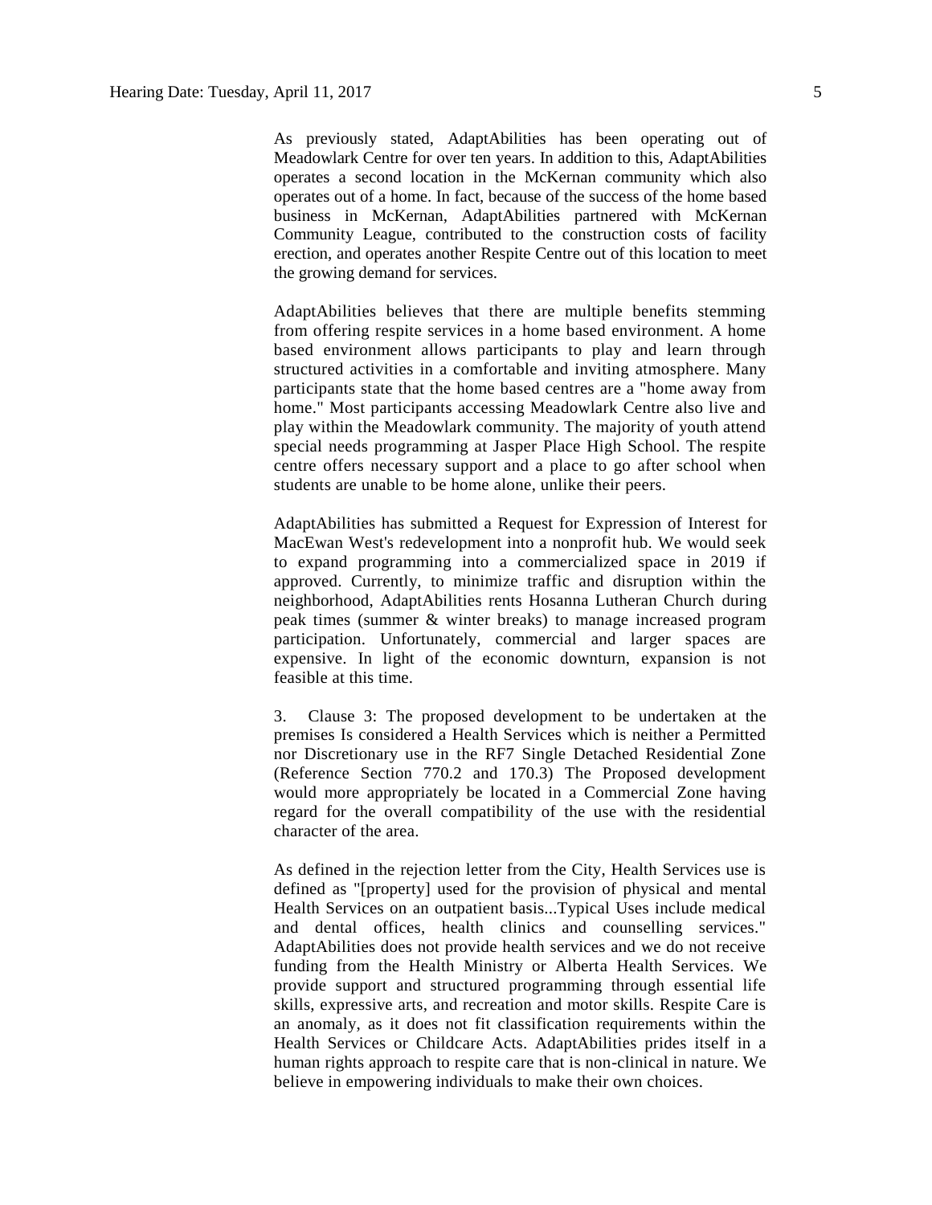As previously stated, AdaptAbilities has been operating out of Meadowlark Centre for over ten years. In addition to this, AdaptAbilities operates a second location in the McKernan community which also operates out of a home. In fact, because of the success of the home based business in McKernan, AdaptAbilities partnered with McKernan Community League, contributed to the construction costs of facility erection, and operates another Respite Centre out of this location to meet the growing demand for services.

AdaptAbilities believes that there are multiple benefits stemming from offering respite services in a home based environment. A home based environment allows participants to play and learn through structured activities in a comfortable and inviting atmosphere. Many participants state that the home based centres are a "home away from home." Most participants accessing Meadowlark Centre also live and play within the Meadowlark community. The majority of youth attend special needs programming at Jasper Place High School. The respite centre offers necessary support and a place to go after school when students are unable to be home alone, unlike their peers.

AdaptAbilities has submitted a Request for Expression of Interest for MacEwan West's redevelopment into a nonprofit hub. We would seek to expand programming into a commercialized space in 2019 if approved. Currently, to minimize traffic and disruption within the neighborhood, AdaptAbilities rents Hosanna Lutheran Church during peak times (summer & winter breaks) to manage increased program participation. Unfortunately, commercial and larger spaces are expensive. In light of the economic downturn, expansion is not feasible at this time.

3. Clause 3: The proposed development to be undertaken at the premises Is considered a Health Services which is neither a Permitted nor Discretionary use in the RF7 Single Detached Residential Zone (Reference Section 770.2 and 170.3) The Proposed development would more appropriately be located in a Commercial Zone having regard for the overall compatibility of the use with the residential character of the area.

As defined in the rejection letter from the City, Health Services use is defined as "[property] used for the provision of physical and mental Health Services on an outpatient basis...Typical Uses include medical and dental offices, health clinics and counselling services." AdaptAbilities does not provide health services and we do not receive funding from the Health Ministry or Alberta Health Services. We provide support and structured programming through essential life skills, expressive arts, and recreation and motor skills. Respite Care is an anomaly, as it does not fit classification requirements within the Health Services or Childcare Acts. AdaptAbilities prides itself in a human rights approach to respite care that is non-clinical in nature. We believe in empowering individuals to make their own choices.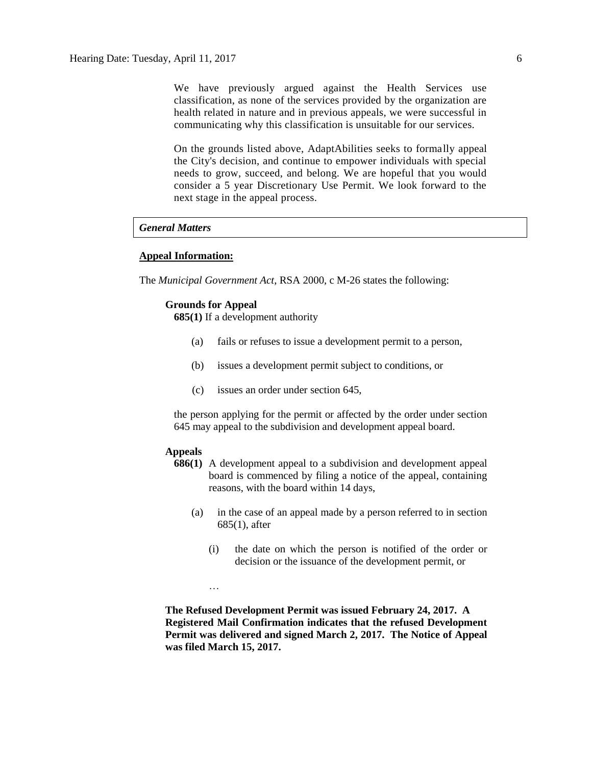We have previously argued against the Health Services use classification, as none of the services provided by the organization are health related in nature and in previous appeals, we were successful in communicating why this classification is unsuitable for our services.

On the grounds listed above, AdaptAbilities seeks to formally appeal the City's decision, and continue to empower individuals with special needs to grow, succeed, and belong. We are hopeful that you would consider a 5 year Discretionary Use Permit. We look forward to the next stage in the appeal process.

### *General Matters*

**Appeal Information:**

The *Municipal Government Act*, RSA 2000, c M-26 states the following:

**Grounds for Appeal**

**685(1)** If a development authority

(a) fails or refuses to issue a development permit to a person,

(b) issues a development permit subject to conditions, or

(c) issues an order under section 645,

the person applying for the permit or affected by the order under section 645 may appeal to the subdivision and development appeal board.

**Appeals**

**686(1)** A development appeal to a subdivision and development appeal board is commenced by filing a notice of the appeal, containing reasons, with the board within 14 days,

(a) in the case of an appeal made by a person referred to in section 685(1), after

(i) the date on which the person is notified of the order or decision or the issuance of the development permit, or

…

**The Refused Development Permit was issued February 24, 2017. A Registered Mail Confirmation indicates that the refused Development Permit was delivered and signed March 2, 2017. The Notice of Appeal was filed March 15, 2017.**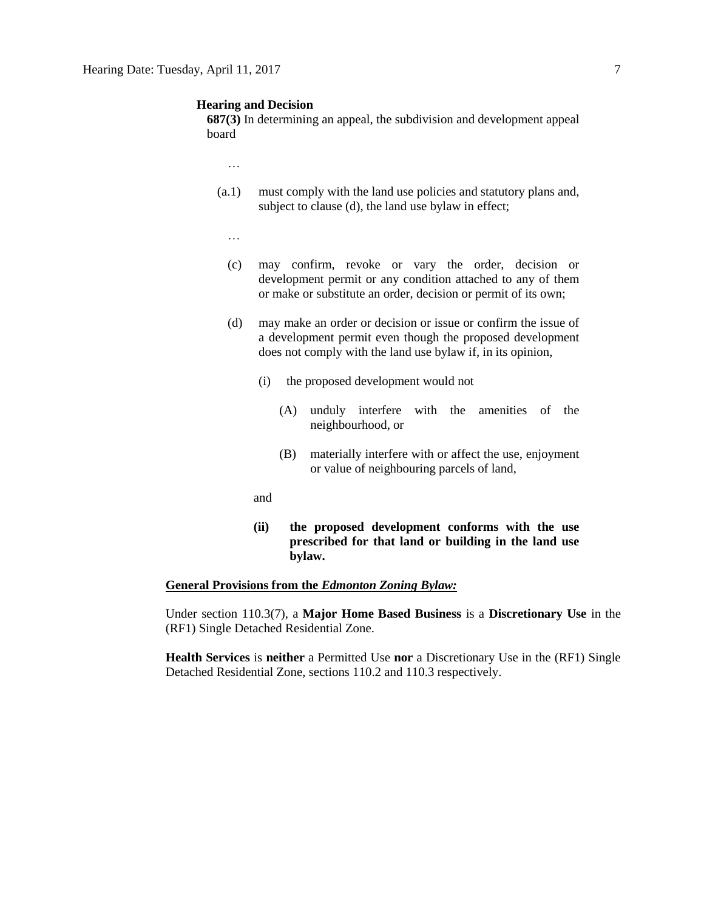**Hearing and Decision**

**687(3)** In determining an appeal, the subdivision and development appeal board

…

(a.1) must comply with the land use policies and statutory plans and, subject to clause (d), the land use bylaw in effect;

…

(c) may confirm, revoke or vary the order, decision or development permit or any condition attached to any of them or make or substitute an order, decision or permit of its own;

(d) may make an order or decision or issue or confirm the issue of a development permit even though the proposed development does not comply with the land use bylaw if, in its opinion,

(i) the proposed development would not

(A) unduly interfere with the amenities of the neighbourhood, or

(B) materially interfere with or affect the use, enjoyment or value of neighbouring parcels of land,

and

**(ii) the proposed development conforms with the use prescribed for that land or building in the land use bylaw.**

**General Provisions from the *Edmonton Zoning Bylaw:***

Under section 110.3(7), a **Major Home Based Business** is a **Discretionary Use** in the (RF1) Single Detached Residential Zone.

**Health Services** is **neither** a Permitted Use **nor** a Discretionary Use in the (RF1) Single Detached Residential Zone, sections 110.2 and 110.3 respectively.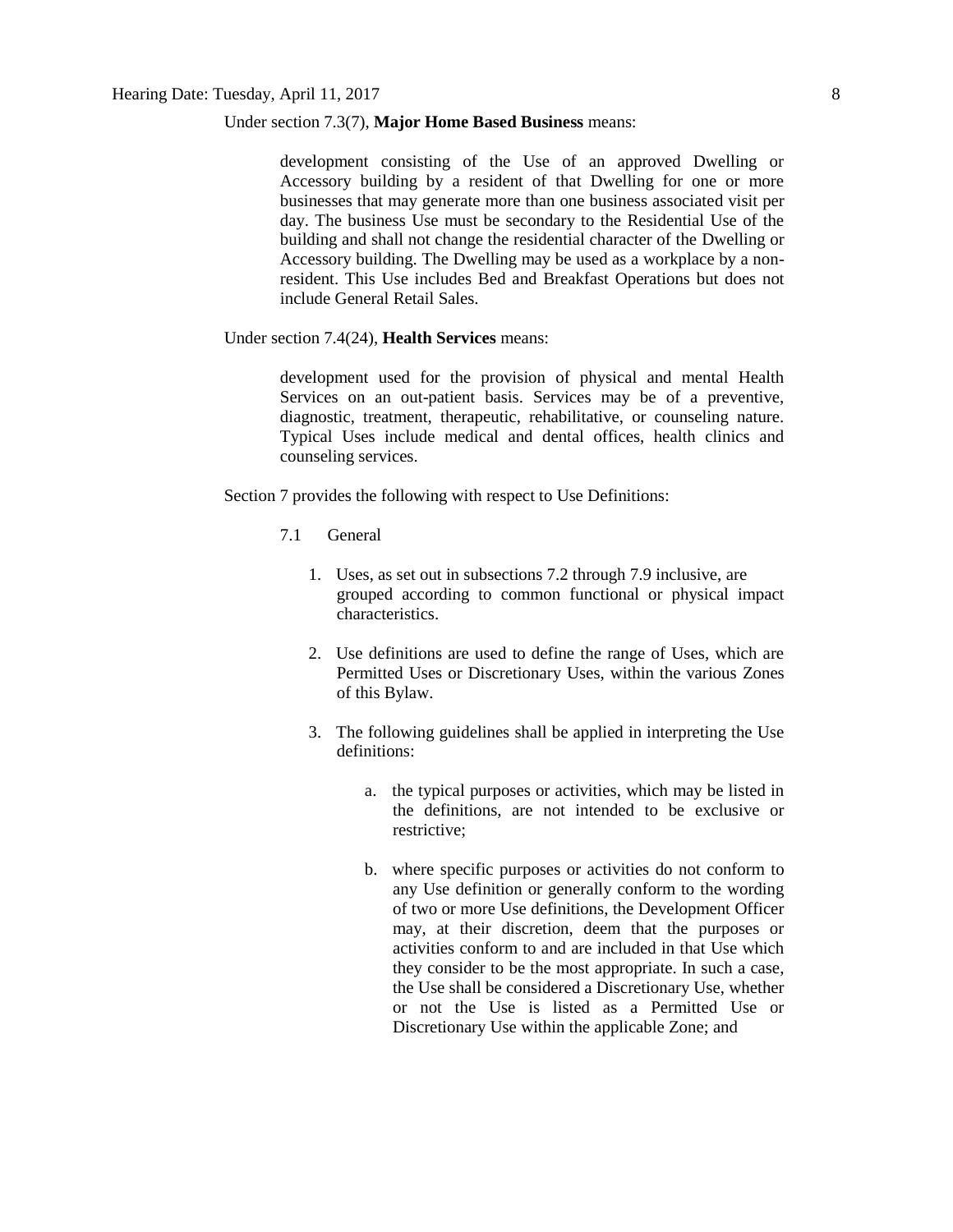Under section 7.3(7), **Major Home Based Business** means:

> development consisting of the Use of an approved Dwelling or Accessory building by a resident of that Dwelling for one or more businesses that may generate more than one business associated visit per day. The business Use must be secondary to the Residential Use of the building and shall not change the residential character of the Dwelling or Accessory building. The Dwelling may be used as a workplace by a non-resident. This Use includes Bed and Breakfast Operations but does not include General Retail Sales.

Under section 7.4(24), **Health Services** means:

> development used for the provision of physical and mental Health Services on an out-patient basis. Services may be of a preventive, diagnostic, treatment, therapeutic, rehabilitative, or counseling nature. Typical Uses include medical and dental offices, health clinics and counseling services.

Section 7 provides the following with respect to Use Definitions:

7.1 General

1. Uses, as set out in subsections 7.2 through 7.9 inclusive, are grouped according to common functional or physical impact characteristics.

2. Use definitions are used to define the range of Uses, which are Permitted Uses or Discretionary Uses, within the various Zones of this Bylaw.

3. The following guidelines shall be applied in interpreting the Use definitions:

    a. the typical purposes or activities, which may be listed in the definitions, are not intended to be exclusive or restrictive;

    b. where specific purposes or activities do not conform to any Use definition or generally conform to the wording of two or more Use definitions, the Development Officer may, at their discretion, deem that the purposes or activities conform to and are included in that Use which they consider to be the most appropriate. In such a case, the Use shall be considered a Discretionary Use, whether or not the Use is listed as a Permitted Use or Discretionary Use within the applicable Zone; and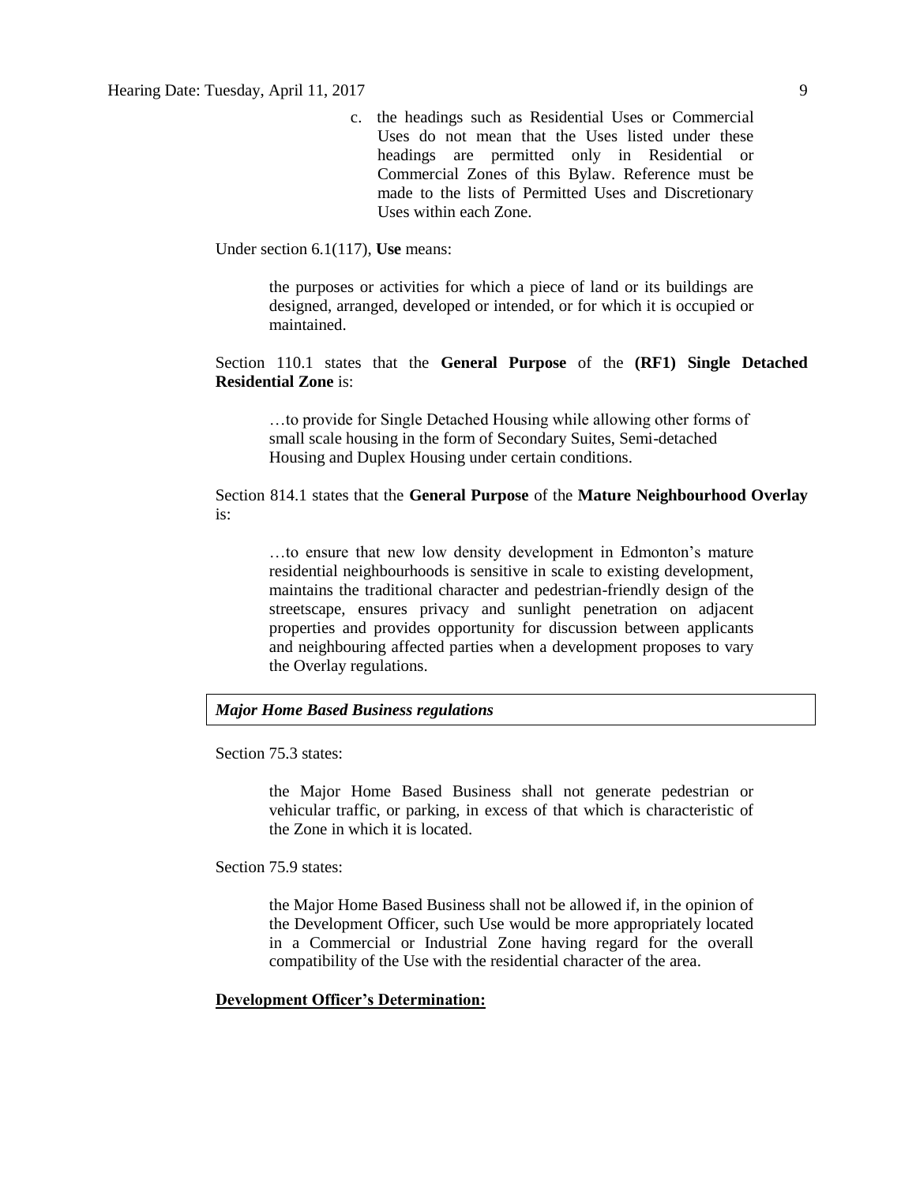c. the headings such as Residential Uses or Commercial Uses do not mean that the Uses listed under these headings are permitted only in Residential or Commercial Zones of this Bylaw. Reference must be made to the lists of Permitted Uses and Discretionary Uses within each Zone.

Under section 6.1(117), **Use** means:

> the purposes or activities for which a piece of land or its buildings are designed, arranged, developed or intended, or for which it is occupied or maintained.

Section 110.1 states that the **General Purpose** of the **(RF1) Single Detached Residential Zone** is:

> …to provide for Single Detached Housing while allowing other forms of small scale housing in the form of Secondary Suites, Semi-detached Housing and Duplex Housing under certain conditions.

Section 814.1 states that the **General Purpose** of the **Mature Neighbourhood Overlay** is:

> …to ensure that new low density development in Edmonton's mature residential neighbourhoods is sensitive in scale to existing development, maintains the traditional character and pedestrian-friendly design of the streetscape, ensures privacy and sunlight penetration on adjacent properties and provides opportunity for discussion between applicants and neighbouring affected parties when a development proposes to vary the Overlay regulations.

***Major Home Based Business regulations***

Section 75.3 states:

> the Major Home Based Business shall not generate pedestrian or vehicular traffic, or parking, in excess of that which is characteristic of the Zone in which it is located.

Section 75.9 states:

> the Major Home Based Business shall not be allowed if, in the opinion of the Development Officer, such Use would be more appropriately located in a Commercial or Industrial Zone having regard for the overall compatibility of the Use with the residential character of the area.

**Development Officer's Determination:**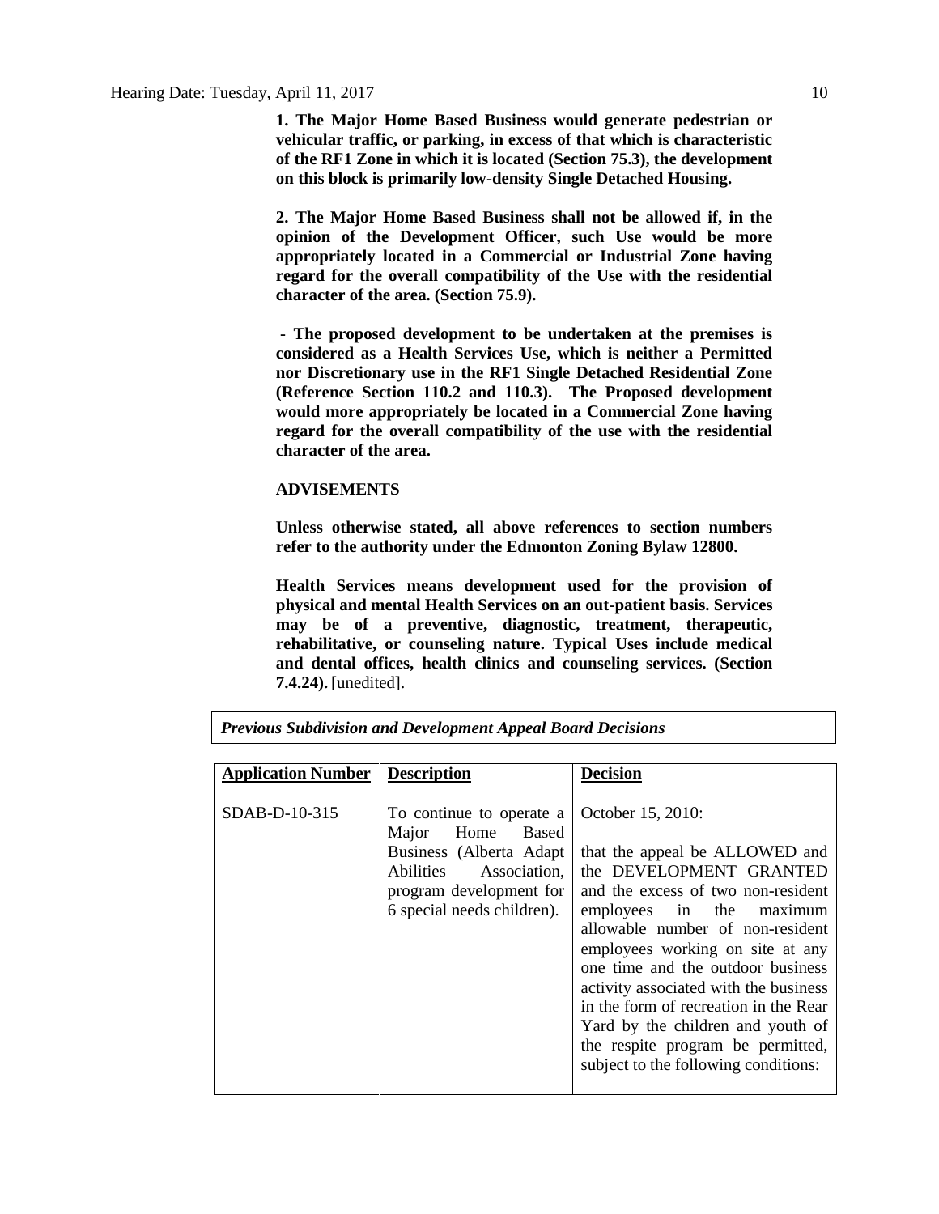**1. The Major Home Based Business would generate pedestrian or vehicular traffic, or parking, in excess of that which is characteristic of the RF1 Zone in which it is located (Section 75.3), the development on this block is primarily low-density Single Detached Housing.**

**2. The Major Home Based Business shall not be allowed if, in the opinion of the Development Officer, such Use would be more appropriately located in a Commercial or Industrial Zone having regard for the overall compatibility of the Use with the residential character of the area. (Section 75.9).**

**- The proposed development to be undertaken at the premises is considered as a Health Services Use, which is neither a Permitted nor Discretionary use in the RF1 Single Detached Residential Zone (Reference Section 110.2 and 110.3). The Proposed development would more appropriately be located in a Commercial Zone having regard for the overall compatibility of the use with the residential character of the area.**

**ADVISEMENTS**

**Unless otherwise stated, all above references to section numbers refer to the authority under the Edmonton Zoning Bylaw 12800.**

**Health Services means development used for the provision of physical and mental Health Services on an out-patient basis. Services may be of a preventive, diagnostic, treatment, therapeutic, rehabilitative, or counseling nature. Typical Uses include medical and dental offices, health clinics and counseling services. (Section 7.4.24).** [unedited].

***Previous Subdivision and Development Appeal Board Decisions***

| Application Number | Description | Decision |
|---|---|---|
| SDAB-D-10-315 | To continue to operate a Major Home Based Business (Alberta Adapt Abilities Association, program development for 6 special needs children). | October 15, 2010: that the appeal be ALLOWED and the DEVELOPMENT GRANTED and the excess of two non-resident employees in the maximum allowable number of non-resident employees working on site at any one time and the outdoor business activity associated with the business in the form of recreation in the Rear Yard by the children and youth of the respite program be permitted, subject to the following conditions: |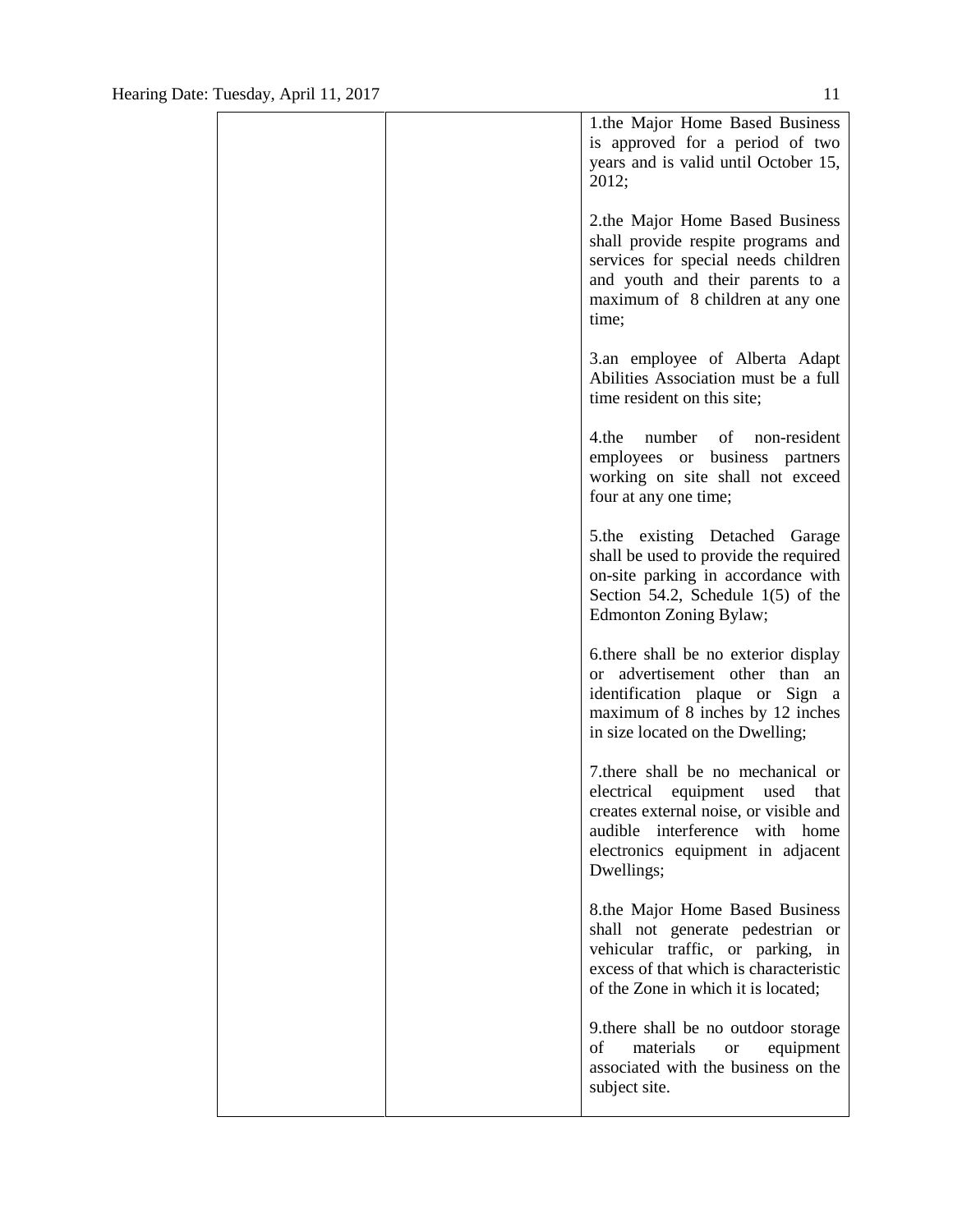| | | 1.the Major Home Based Business is approved for a period of two years and is valid until October 15, 2012;<br><br>2.the Major Home Based Business shall provide respite programs and services for special needs children and youth and their parents to a maximum of 8 children at any one time;<br><br>3.an employee of Alberta Adapt Abilities Association must be a full time resident on this site;<br><br>4.the number of non-resident employees or business partners working on site shall not exceed four at any one time;<br><br>5.the existing Detached Garage shall be used to provide the required on-site parking in accordance with Section 54.2, Schedule 1(5) of the Edmonton Zoning Bylaw;<br><br>6.there shall be no exterior display or advertisement other than an identification plaque or Sign a maximum of 8 inches by 12 inches in size located on the Dwelling;<br><br>7.there shall be no mechanical or electrical equipment used that creates external noise, or visible and audible interference with home electronics equipment in adjacent Dwellings;<br><br>8.the Major Home Based Business shall not generate pedestrian or vehicular traffic, or parking, in excess of that which is characteristic of the Zone in which it is located;<br><br>9.there shall be no outdoor storage of materials or equipment associated with the business on the subject site. |
|---|---|---|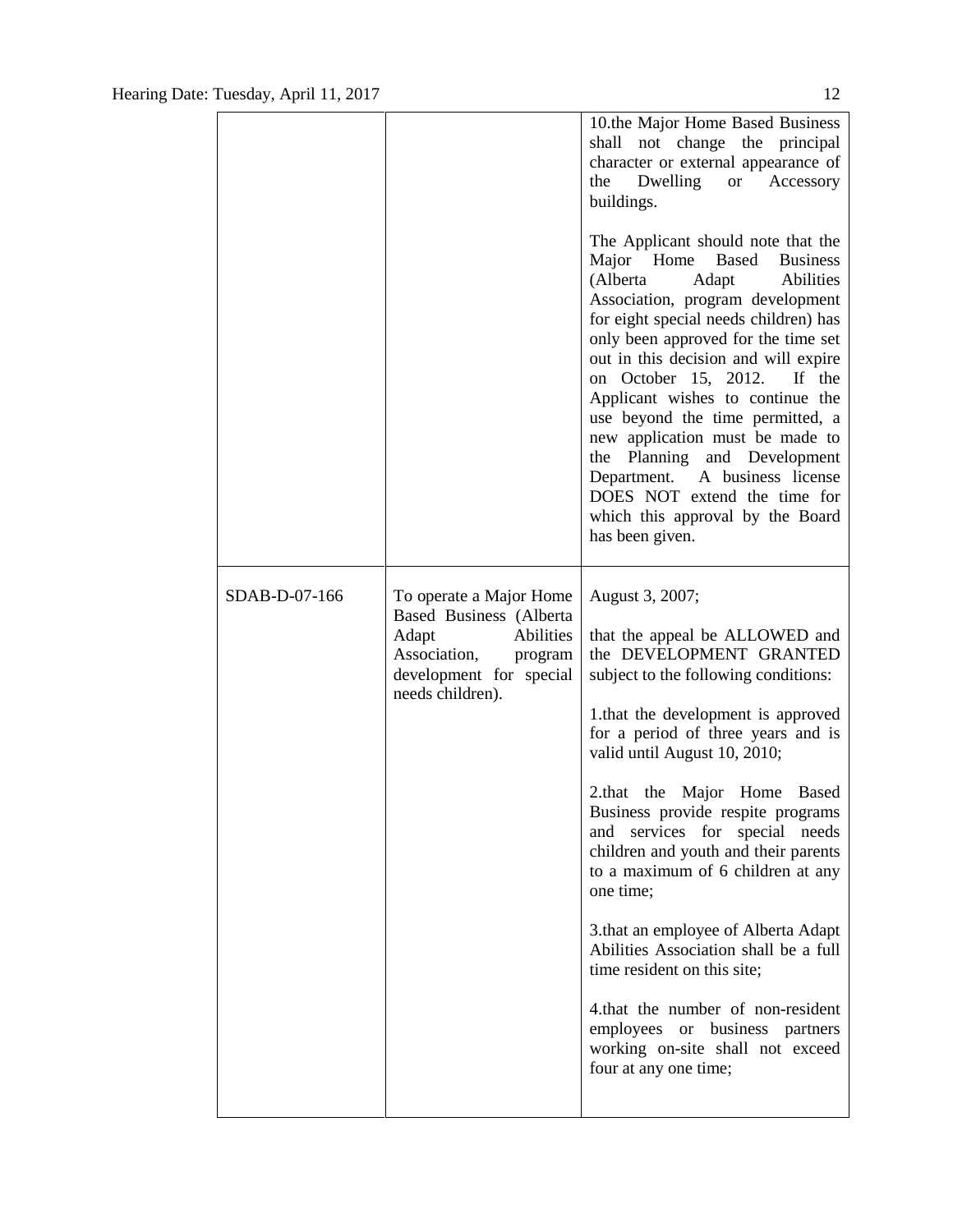| | | |
|---|---|---|
| | | 10.the Major Home Based Business shall not change the principal character or external appearance of the Dwelling or Accessory buildings.<br><br>The Applicant should note that the Major Home Based Business (Alberta Adapt Abilities Association, program development for eight special needs children) has only been approved for the time set out in this decision and will expire on October 15, 2012. If the Applicant wishes to continue the use beyond the time permitted, a new application must be made to the Planning and Development Department. A business license DOES NOT extend the time for which this approval by the Board has been given. |
| SDAB-D-07-166 | To operate a Major Home Based Business (Alberta Adapt Abilities Association, program development for special needs children). | August 3, 2007;<br><br>that the appeal be ALLOWED and the DEVELOPMENT GRANTED subject to the following conditions:<br><br>1.that the development is approved for a period of three years and is valid until August 10, 2010;<br><br>2.that the Major Home Based Business provide respite programs and services for special needs children and youth and their parents to a maximum of 6 children at any one time;<br><br>3.that an employee of Alberta Adapt Abilities Association shall be a full time resident on this site;<br><br>4.that the number of non-resident employees or business partners working on-site shall not exceed four at any one time; |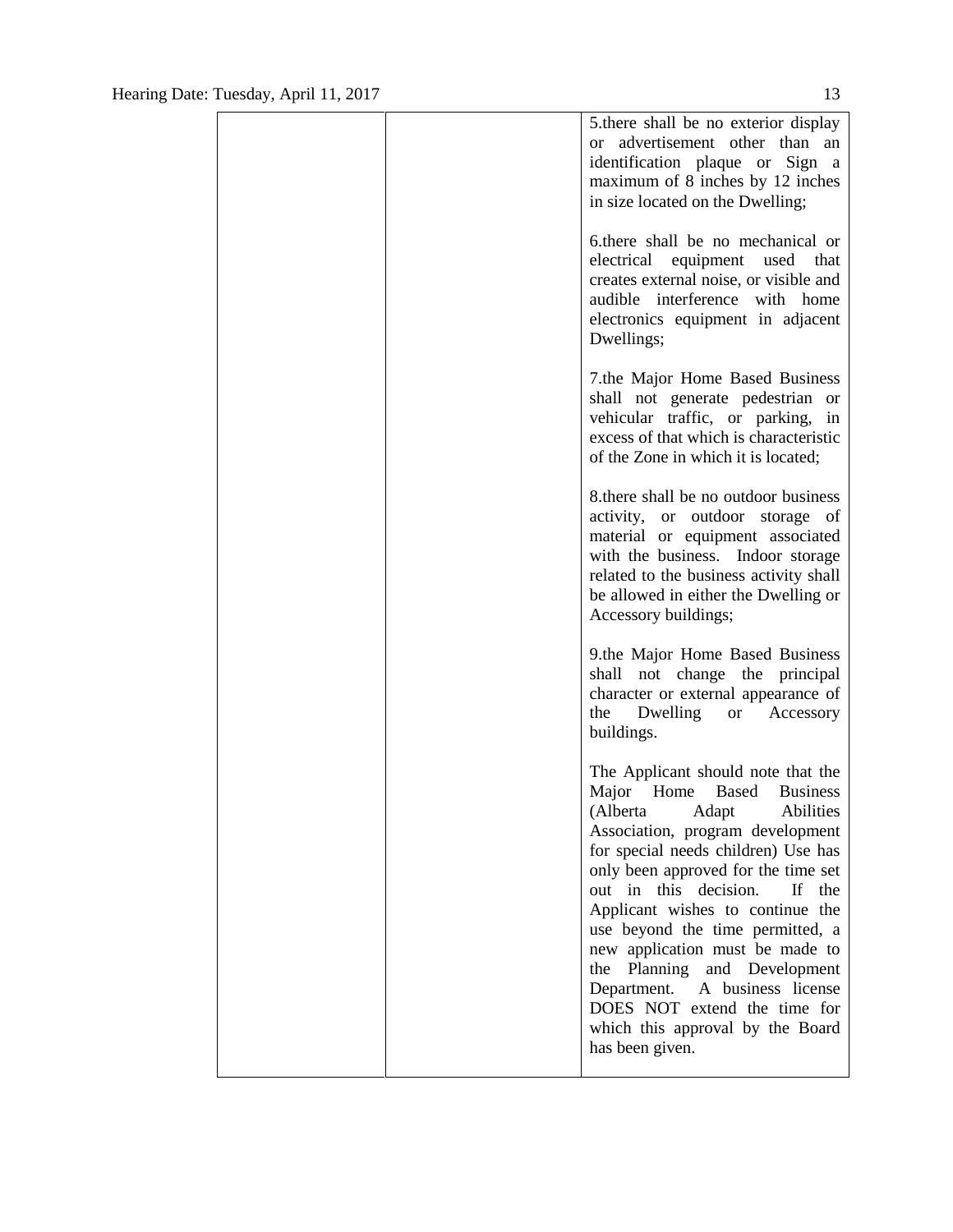| | | |
|---|---|---|
| | | 5.there shall be no exterior display or advertisement other than an identification plaque or Sign a maximum of 8 inches by 12 inches in size located on the Dwelling;<br><br>6.there shall be no mechanical or electrical equipment used that creates external noise, or visible and audible interference with home electronics equipment in adjacent Dwellings;<br><br>7.the Major Home Based Business shall not generate pedestrian or vehicular traffic, or parking, in excess of that which is characteristic of the Zone in which it is located;<br><br>8.there shall be no outdoor business activity, or outdoor storage of material or equipment associated with the business. Indoor storage related to the business activity shall be allowed in either the Dwelling or Accessory buildings;<br><br>9.the Major Home Based Business shall not change the principal character or external appearance of the Dwelling or Accessory buildings.<br><br>The Applicant should note that the Major Home Based Business (Alberta Adapt Abilities Association, program development for special needs children) Use has only been approved for the time set out in this decision. If the Applicant wishes to continue the use beyond the time permitted, a new application must be made to the Planning and Development Department. A business license DOES NOT extend the time for which this approval by the Board has been given. |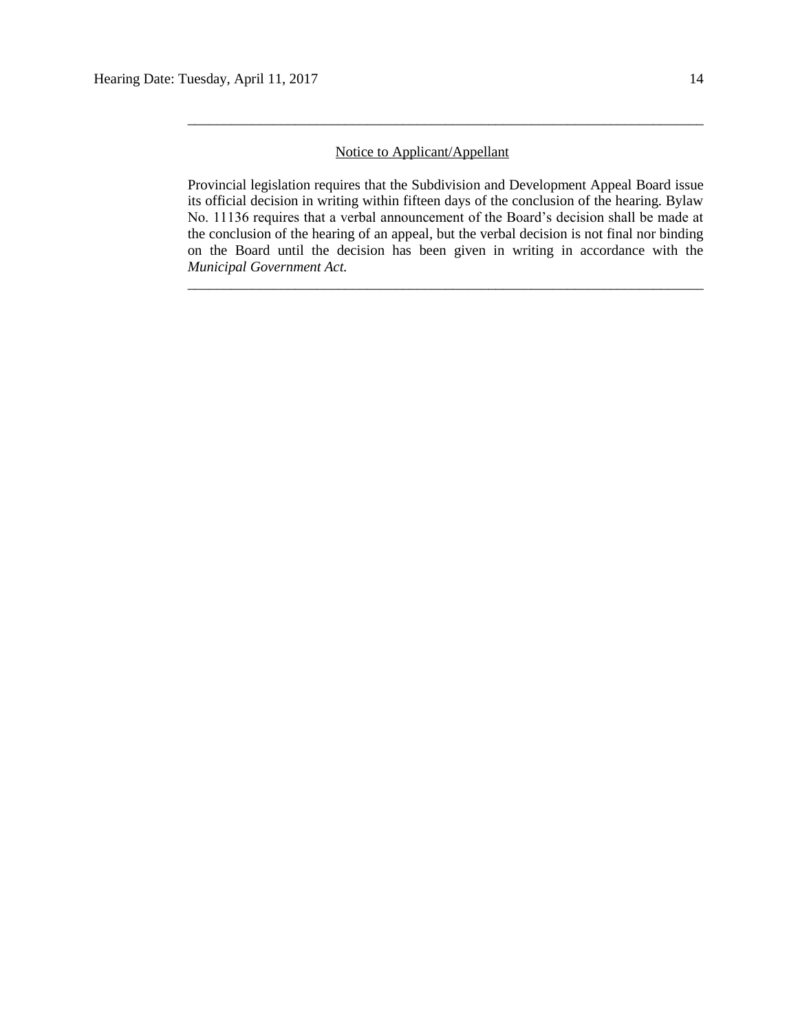---

<u>Notice to Applicant/Appellant</u>

Provincial legislation requires that the Subdivision and Development Appeal Board issue its official decision in writing within fifteen days of the conclusion of the hearing. Bylaw No. 11136 requires that a verbal announcement of the Board's decision shall be made at the conclusion of the hearing of an appeal, but the verbal decision is not final nor binding on the Board until the decision has been given in writing in accordance with the *Municipal Government Act.*

---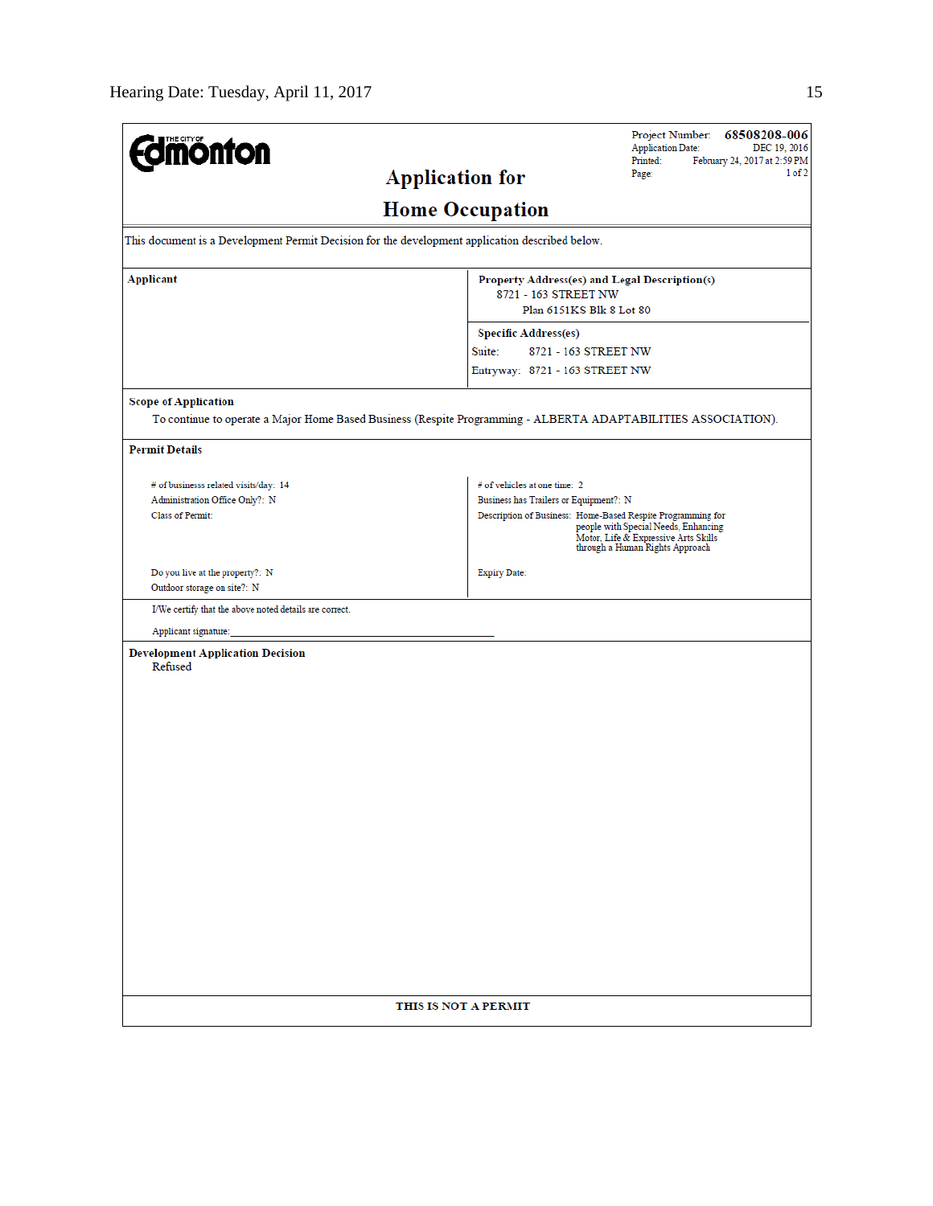Project Number: **68508208-006**
Application Date: DEC 19, 2016
Printed: February 24, 2017 at 2:59 PM
Page: 1 of 2

# Application for Home Occupation

This document is a Development Permit Decision for the development application described below.

**Applicant**

**Property Address(es) and Legal Description(s)**
8721 - 163 STREET NW
Plan 6151KS Blk 8 Lot 80

**Specific Address(es)**
Suite: 8721 - 163 STREET NW
Entryway: 8721 - 163 STREET NW

**Scope of Application**

To continue to operate a Major Home Based Business (Respite Programming - ALBERTA ADAPTABILITIES ASSOCIATION).

**Permit Details**

# of businesss related visits/day: 14
Administration Office Only?: N
Class of Permit:
Do you live at the property?: N
Outdoor storage on site?: N

# of vehicles at one time: 2
Business has Trailers or Equipment?: N
Description of Business: Home-Based Respite Programming for people with Special Needs, Enhancing Motor, Life & Expressive Arts Skills through a Human Rights Approach
Expiry Date:

I/We certify that the above noted details are correct.

Applicant signature:\_\_\_\_\_\_\_\_\_\_\_\_\_\_\_\_\_\_\_\_\_\_\_\_\_\_\_\_\_\_\_\_\_\_\_\_

**Development Application Decision**
Refused

**THIS IS NOT A PERMIT**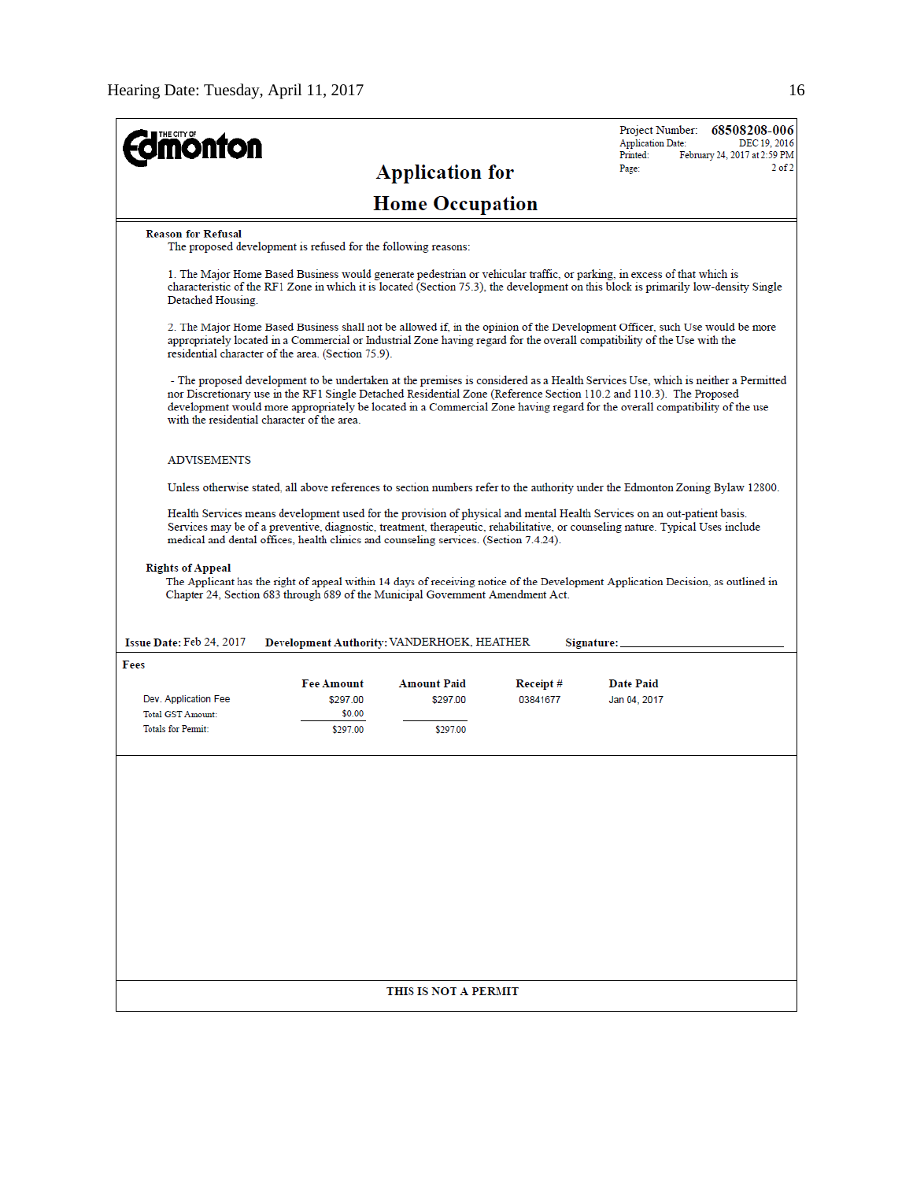**THE CITY OF Edmonton**

# Application for Home Occupation

Project Number: **68508208-006**
Application Date: DEC 19, 2016
Printed: February 24, 2017 at 2:59 PM
Page: 2 of 2

**Reason for Refusal**

The proposed development is refused for the following reasons:

1. The Major Home Based Business would generate pedestrian or vehicular traffic, or parking, in excess of that which is characteristic of the RF1 Zone in which it is located (Section 75.3), the development on this block is primarily low-density Single Detached Housing.

2. The Major Home Based Business shall not be allowed if, in the opinion of the Development Officer, such Use would be more appropriately located in a Commercial or Industrial Zone having regard for the overall compatibility of the Use with the residential character of the area. (Section 75.9).

- The proposed development to be undertaken at the premises is considered as a Health Services Use, which is neither a Permitted nor Discretionary use in the RF1 Single Detached Residential Zone (Reference Section 110.2 and 110.3). The Proposed development would more appropriately be located in a Commercial Zone having regard for the overall compatibility of the use with the residential character of the area.

ADVISEMENTS

Unless otherwise stated, all above references to section numbers refer to the authority under the Edmonton Zoning Bylaw 12800.

Health Services means development used for the provision of physical and mental Health Services on an out-patient basis. Services may be of a preventive, diagnostic, treatment, therapeutic, rehabilitative, or counseling nature. Typical Uses include medical and dental offices, health clinics and counseling services. (Section 7.4.24).

**Rights of Appeal**

The Applicant has the right of appeal within 14 days of receiving notice of the Development Application Decision, as outlined in Chapter 24, Section 683 through 689 of the Municipal Government Amendment Act.

**Issue Date:** Feb 24, 2017 **Development Authority:** VANDERHOEK, HEATHER **Signature:** ______________________

**Fees**

| | Fee Amount | Amount Paid | Receipt # | Date Paid |
|---|---|---|---|---|
| Dev. Application Fee | $297.00 | $297.00 | 03841677 | Jan 04, 2017 |
| Total GST Amount: | $0.00 | | | |
| Totals for Permit: | $297.00 | $297.00 | | |

**THIS IS NOT A PERMIT**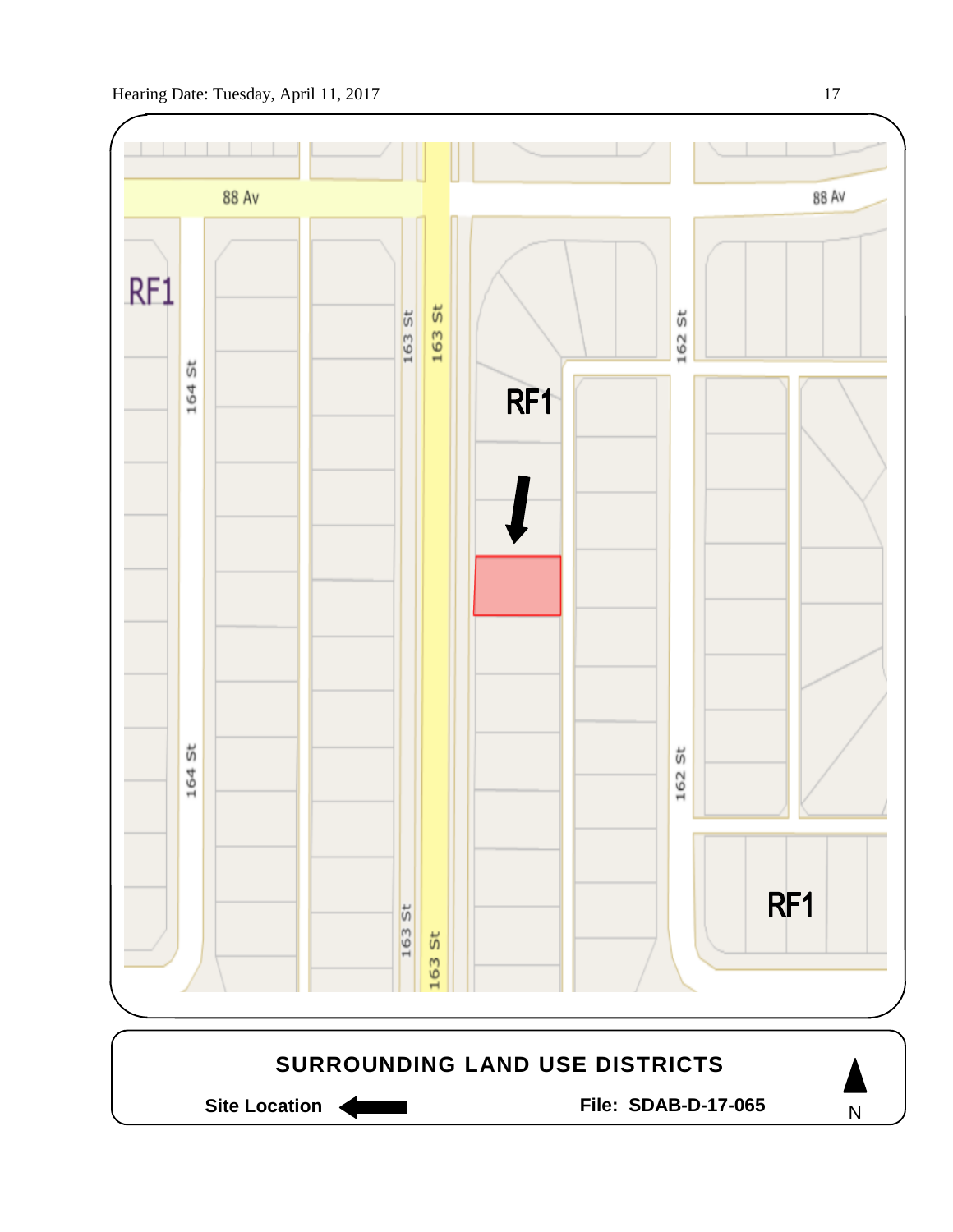SURROUNDING LAND USE DISTRICTS

Site Location

File: SDAB-D-17-065

N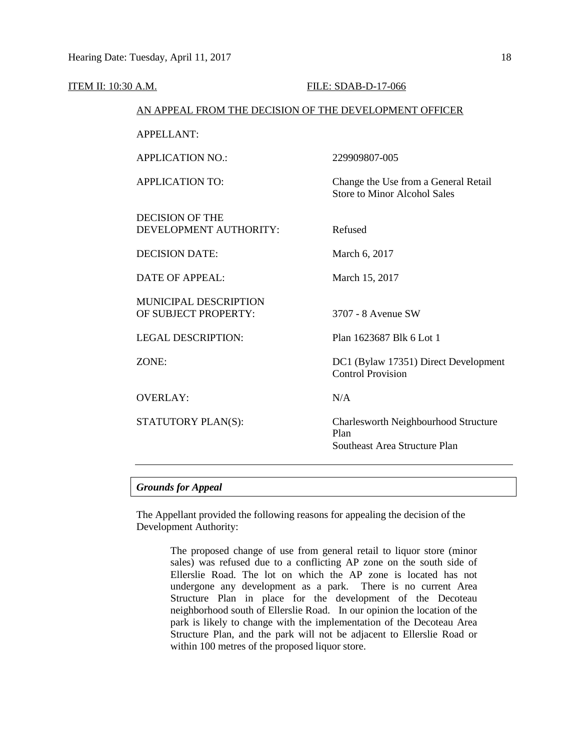ITEM II: 10:30 A.M. FILE: SDAB-D-17-066

AN APPEAL FROM THE DECISION OF THE DEVELOPMENT OFFICER

| | |
|---|---|
| APPELLANT: | |
| APPLICATION NO.: | 229909807-005 |
| APPLICATION TO: | Change the Use from a General Retail Store to Minor Alcohol Sales |
| DECISION OF THE DEVELOPMENT AUTHORITY: | Refused |
| DECISION DATE: | March 6, 2017 |
| DATE OF APPEAL: | March 15, 2017 |
| MUNICIPAL DESCRIPTION OF SUBJECT PROPERTY: | 3707 - 8 Avenue SW |
| LEGAL DESCRIPTION: | Plan 1623687 Blk 6 Lot 1 |
| ZONE: | DC1 (Bylaw 17351) Direct Development Control Provision |
| OVERLAY: | N/A |
| STATUTORY PLAN(S): | Charlesworth Neighbourhood Structure Plan<br>Southeast Area Structure Plan |

---

### *Grounds for Appeal*

The Appellant provided the following reasons for appealing the decision of the Development Authority:

> The proposed change of use from general retail to liquor store (minor sales) was refused due to a conflicting AP zone on the south side of Ellerslie Road. The lot on which the AP zone is located has not undergone any development as a park. There is no current Area Structure Plan in place for the development of the Decoteau neighborhood south of Ellerslie Road. In our opinion the location of the park is likely to change with the implementation of the Decoteau Area Structure Plan, and the park will not be adjacent to Ellerslie Road or within 100 metres of the proposed liquor store.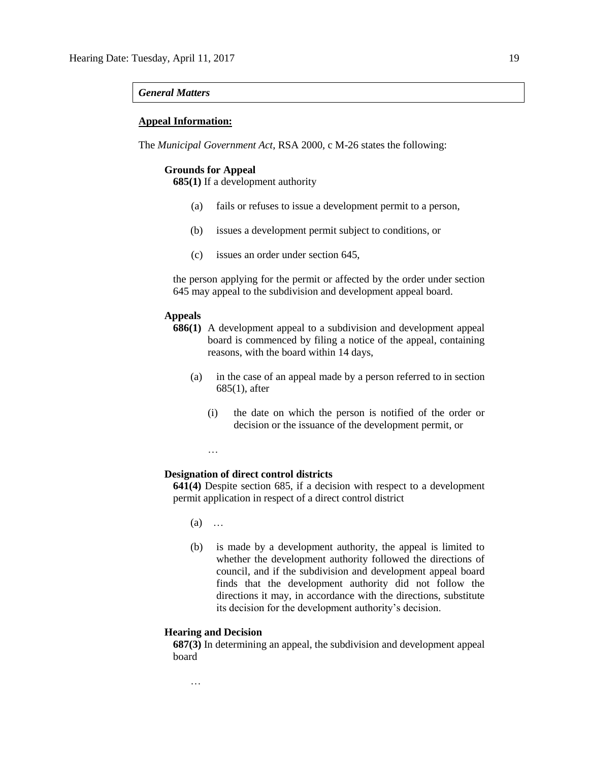*General Matters*

**Appeal Information:**

The *Municipal Government Act*, RSA 2000, c M-26 states the following:

**Grounds for Appeal**

**685(1)** If a development authority

(a) fails or refuses to issue a development permit to a person,

(b) issues a development permit subject to conditions, or

(c) issues an order under section 645,

the person applying for the permit or affected by the order under section 645 may appeal to the subdivision and development appeal board.

**Appeals**

**686(1)** A development appeal to a subdivision and development appeal board is commenced by filing a notice of the appeal, containing reasons, with the board within 14 days,

(a) in the case of an appeal made by a person referred to in section 685(1), after

(i) the date on which the person is notified of the order or decision or the issuance of the development permit, or

…

**Designation of direct control districts**

**641(4)** Despite section 685, if a decision with respect to a development permit application in respect of a direct control district

(a) …

(b) is made by a development authority, the appeal is limited to whether the development authority followed the directions of council, and if the subdivision and development appeal board finds that the development authority did not follow the directions it may, in accordance with the directions, substitute its decision for the development authority's decision.

**Hearing and Decision**

**687(3)** In determining an appeal, the subdivision and development appeal board

…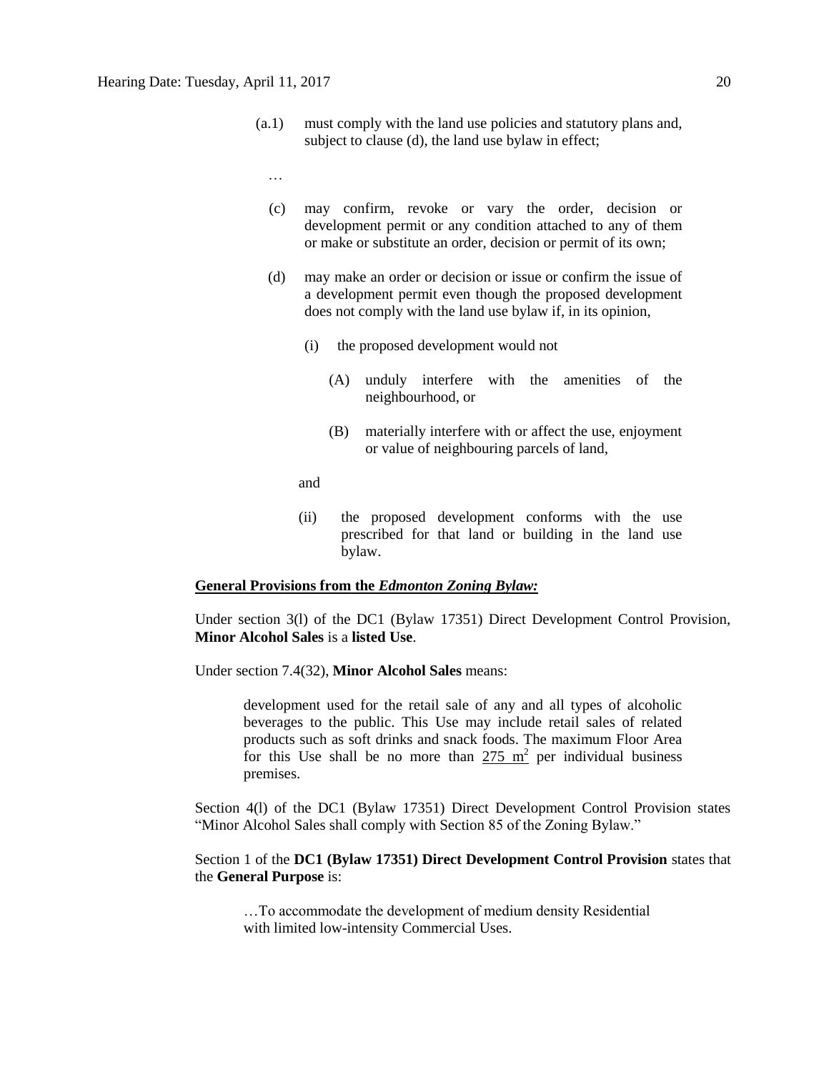(a.1) must comply with the land use policies and statutory plans and, subject to clause (d), the land use bylaw in effect;

…

(c) may confirm, revoke or vary the order, decision or development permit or any condition attached to any of them or make or substitute an order, decision or permit of its own;

(d) may make an order or decision or issue or confirm the issue of a development permit even though the proposed development does not comply with the land use bylaw if, in its opinion,

(i) the proposed development would not

(A) unduly interfere with the amenities of the neighbourhood, or

(B) materially interfere with or affect the use, enjoyment or value of neighbouring parcels of land,

and

(ii) the proposed development conforms with the use prescribed for that land or building in the land use bylaw.

**General Provisions from the *Edmonton Zoning Bylaw:***

Under section 3(l) of the DC1 (Bylaw 17351) Direct Development Control Provision, **Minor Alcohol Sales** is a **listed Use**.

Under section 7.4(32), **Minor Alcohol Sales** means:

> development used for the retail sale of any and all types of alcoholic beverages to the public. This Use may include retail sales of related products such as soft drinks and snack foods. The maximum Floor Area for this Use shall be no more than 275 $m^2$ per individual business premises.

Section 4(l) of the DC1 (Bylaw 17351) Direct Development Control Provision states "Minor Alcohol Sales shall comply with Section 85 of the Zoning Bylaw."

Section 1 of the **DC1 (Bylaw 17351) Direct Development Control Provision** states that the **General Purpose** is:

> …To accommodate the development of medium density Residential with limited low-intensity Commercial Uses.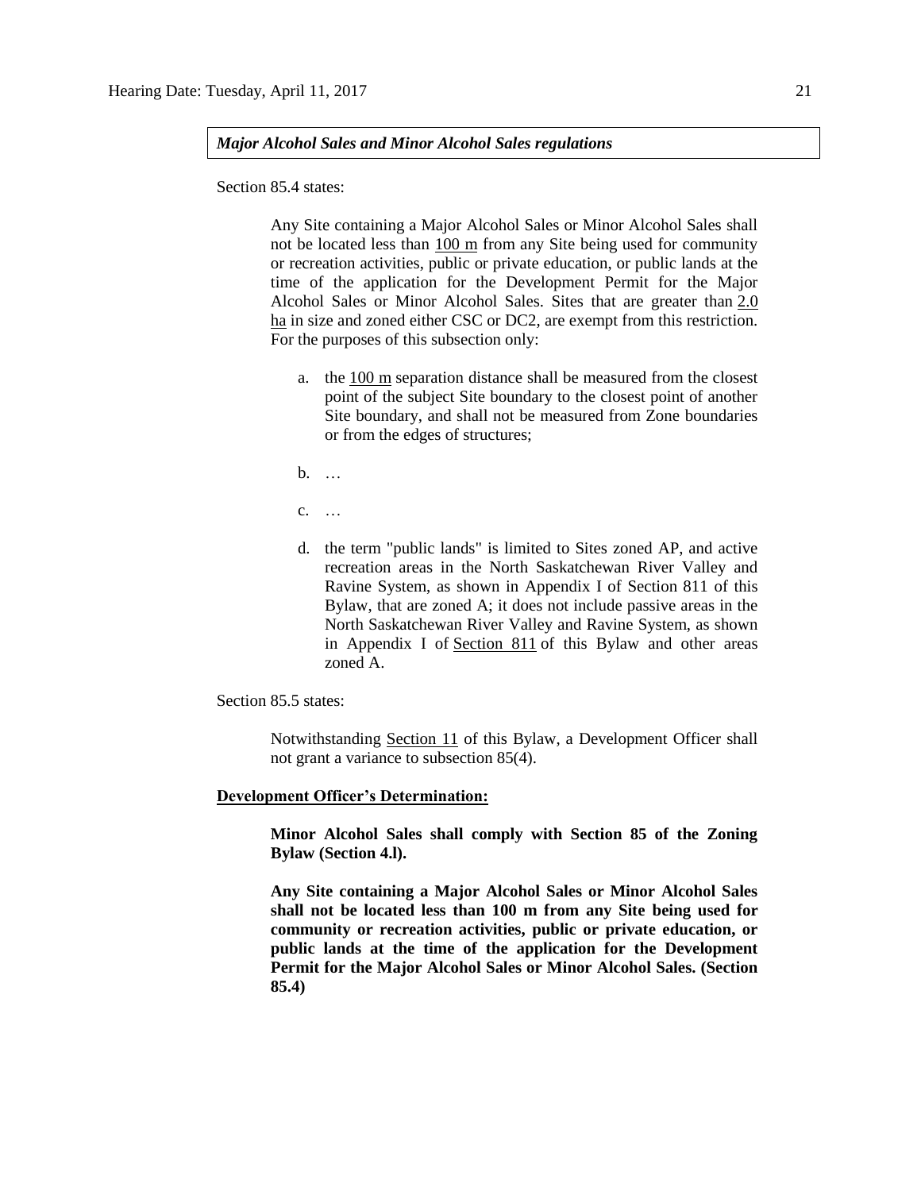***Major Alcohol Sales and Minor Alcohol Sales regulations***

Section 85.4 states:

> Any Site containing a Major Alcohol Sales or Minor Alcohol Sales shall not be located less than 100 m from any Site being used for community or recreation activities, public or private education, or public lands at the time of the application for the Development Permit for the Major Alcohol Sales or Minor Alcohol Sales. Sites that are greater than 2.0 ha in size and zoned either CSC or DC2, are exempt from this restriction. For the purposes of this subsection only:
>
> a. the 100 m separation distance shall be measured from the closest point of the subject Site boundary to the closest point of another Site boundary, and shall not be measured from Zone boundaries or from the edges of structures;
>
> b. …
>
> c. …
>
> d. the term "public lands" is limited to Sites zoned AP, and active recreation areas in the North Saskatchewan River Valley and Ravine System, as shown in Appendix I of Section 811 of this Bylaw, that are zoned A; it does not include passive areas in the North Saskatchewan River Valley and Ravine System, as shown in Appendix I of Section 811 of this Bylaw and other areas zoned A.

Section 85.5 states:

> Notwithstanding Section 11 of this Bylaw, a Development Officer shall not grant a variance to subsection 85(4).

**Development Officer's Determination:**

> **Minor Alcohol Sales shall comply with Section 85 of the Zoning Bylaw (Section 4.l).**
>
> **Any Site containing a Major Alcohol Sales or Minor Alcohol Sales shall not be located less than 100 m from any Site being used for community or recreation activities, public or private education, or public lands at the time of the application for the Development Permit for the Major Alcohol Sales or Minor Alcohol Sales. (Section 85.4)**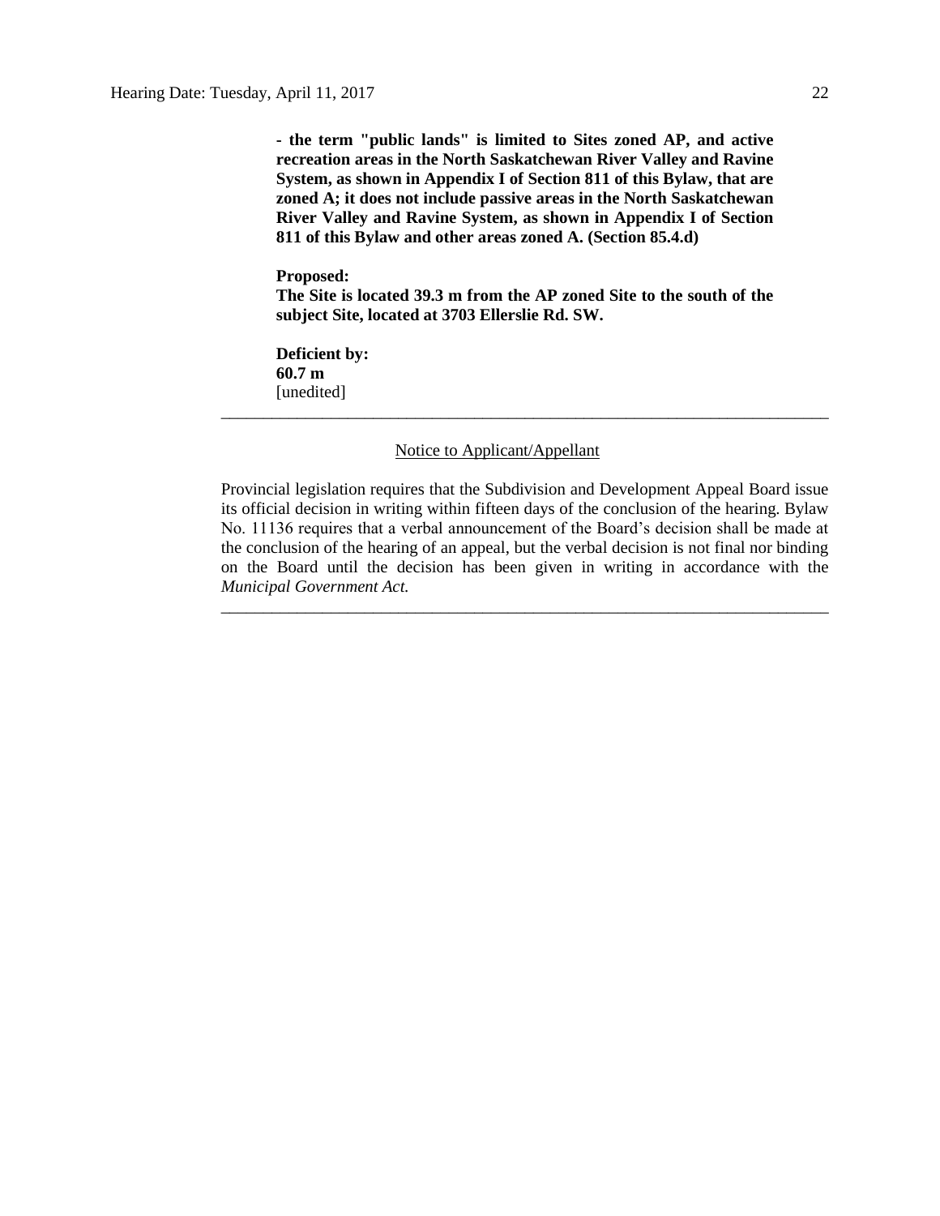**- the term "public lands" is limited to Sites zoned AP, and active recreation areas in the North Saskatchewan River Valley and Ravine System, as shown in Appendix I of Section 811 of this Bylaw, that are zoned A; it does not include passive areas in the North Saskatchewan River Valley and Ravine System, as shown in Appendix I of Section 811 of this Bylaw and other areas zoned A. (Section 85.4.d)**

**Proposed:**
**The Site is located 39.3 m from the AP zoned Site to the south of the subject Site, located at 3703 Ellerslie Rd. SW.**

**Deficient by:**
**60.7 m**
[unedited]

---

Notice to Applicant/Appellant

Provincial legislation requires that the Subdivision and Development Appeal Board issue its official decision in writing within fifteen days of the conclusion of the hearing. Bylaw No. 11136 requires that a verbal announcement of the Board's decision shall be made at the conclusion of the hearing of an appeal, but the verbal decision is not final nor binding on the Board until the decision has been given in writing in accordance with the *Municipal Government Act.*

---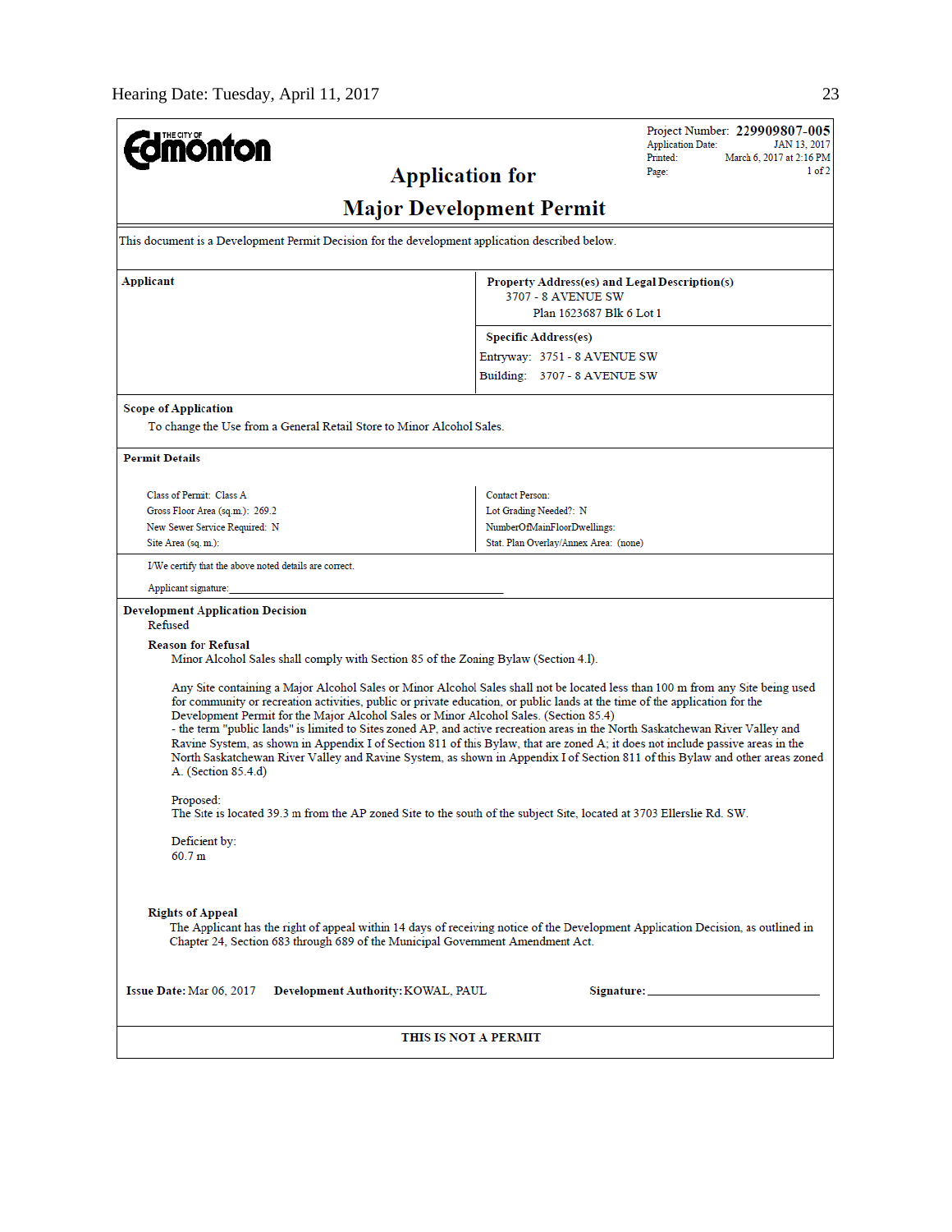**THE CITY OF Edmonton**

Project Number: **229909807-005**
Application Date: JAN 13, 2017
Printed: March 6, 2017 at 2:16 PM
Page: 1 of 2

# Application for
# Major Development Permit

This document is a Development Permit Decision for the development application described below.

| **Applicant** | **Property Address(es) and Legal Description(s)**<br>3707 - 8 AVENUE SW<br>Plan 1623687 Blk 6 Lot 1 |
|---|---|
| | **Specific Address(es)**<br>Entryway: 3751 - 8 AVENUE SW<br>Building: 3707 - 8 AVENUE SW |

**Scope of Application**

To change the Use from a General Retail Store to Minor Alcohol Sales.

**Permit Details**

| | |
|---|---|
| Class of Permit: Class A | Contact Person: |
| Gross Floor Area (sq.m.): 269.2 | Lot Grading Needed?: N |
| New Sewer Service Required: N | NumberOfMainFloorDwellings: |
| Site Area (sq. m.): | Stat. Plan Overlay/Annex Area: (none) |

I/We certify that the above noted details are correct.

Applicant signature: ______________________________

**Development Application Decision**

Refused

**Reason for Refusal**

Minor Alcohol Sales shall comply with Section 85 of the Zoning Bylaw (Section 4.I).

Any Site containing a Major Alcohol Sales or Minor Alcohol Sales shall not be located less than 100 m from any Site being used for community or recreation activities, public or private education, or public lands at the time of the application for the Development Permit for the Major Alcohol Sales or Minor Alcohol Sales. (Section 85.4)
- the term "public lands" is limited to Sites zoned AP, and active recreation areas in the North Saskatchewan River Valley and Ravine System, as shown in Appendix I of Section 811 of this Bylaw, that are zoned A; it does not include passive areas in the North Saskatchewan River Valley and Ravine System, as shown in Appendix I of Section 811 of this Bylaw and other areas zoned A. (Section 85.4.d)

Proposed:
The Site is located 39.3 m from the AP zoned Site to the south of the subject Site, located at 3703 Ellerslie Rd. SW.

Deficient by:
60.7 m

**Rights of Appeal**

The Applicant has the right of appeal within 14 days of receiving notice of the Development Application Decision, as outlined in Chapter 24, Section 683 through 689 of the Municipal Government Amendment Act.

**Issue Date:** Mar 06, 2017 **Development Authority:** KOWAL, PAUL **Signature:** ______________________

**THIS IS NOT A PERMIT**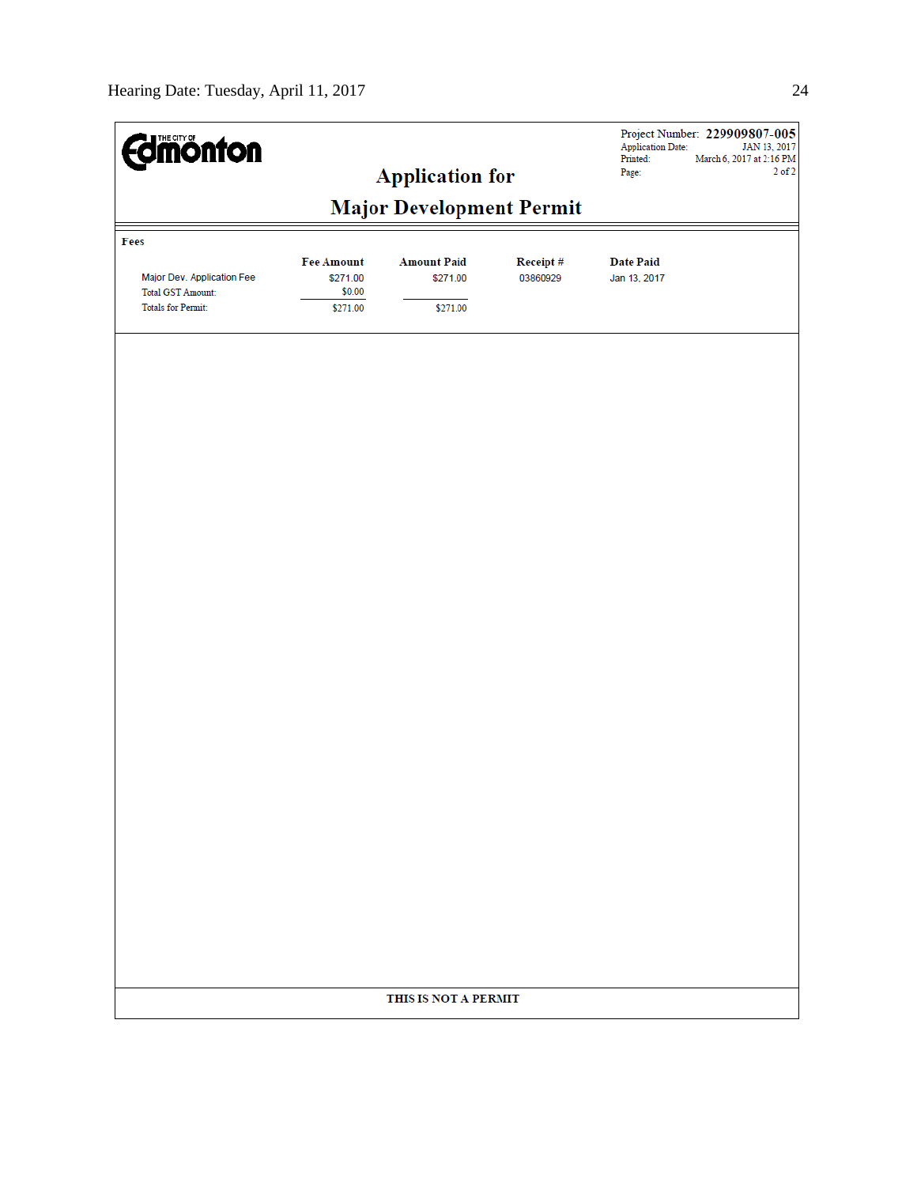THE CITY OF Edmonton

Project Number: **229909807-005**
Application Date: JAN 13, 2017
Printed: March 6, 2017 at 2:16 PM
Page: 2 of 2

# Application for Major Development Permit

**Fees**

| | Fee Amount | Amount Paid | Receipt # | Date Paid |
|---|---|---|---|---|
| Major Dev. Application Fee | $271.00 | $271.00 | 03860929 | Jan 13, 2017 |
| Total GST Amount: | $0.00 | | | |
| Totals for Permit: | $271.00 | $271.00 | | |

**THIS IS NOT A PERMIT**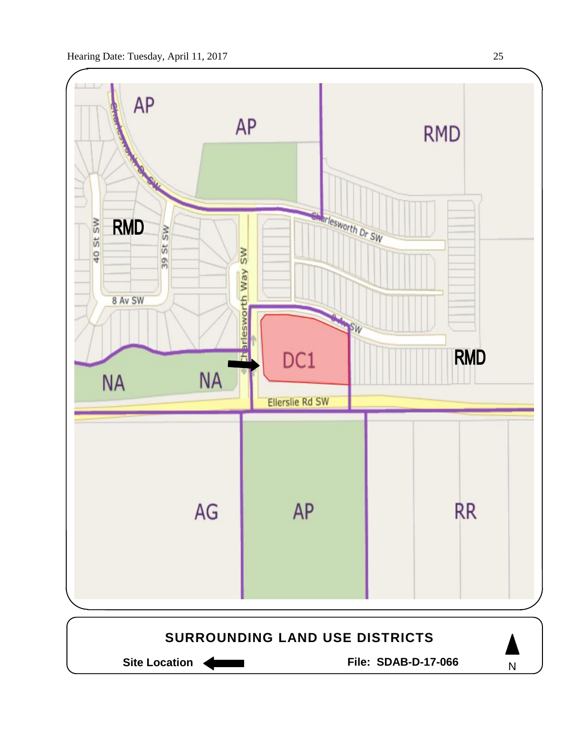AP

AP

RMD

RMD

40 St SW

39 St SW

8 Av SW

Charlesworth Dr SW

Charlesworth Dr SW

Charlesworth Way SW

8 Av SW

DC1

RMD

NA

NA

Ellerslie Rd SW

AG

AP

RR

**SURROUNDING LAND USE DISTRICTS**

**Site Location** ←

**File: SDAB-D-17-066**

N